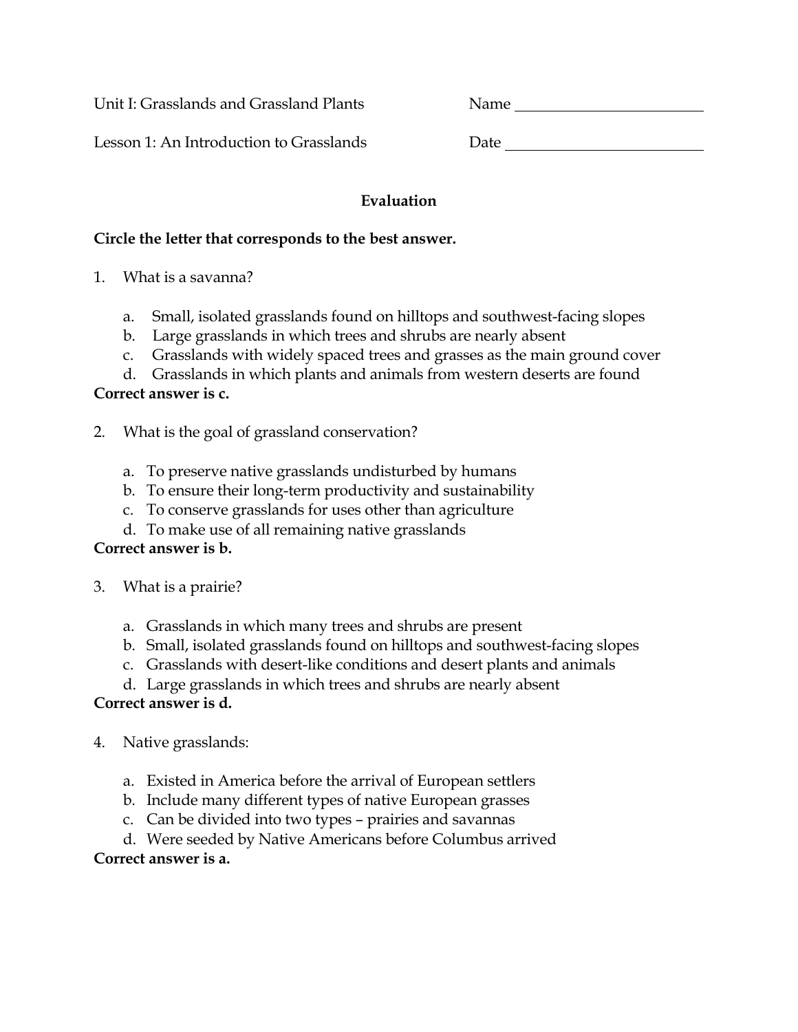Unit I: Grasslands and Grassland Plants    Name ________________________

Lesson 1: An Introduction to Grasslands    Date ________________________

## Evaluation

**Circle the letter that corresponds to the best answer.**

1. What is a savanna?

   a. Small, isolated grasslands found on hilltops and southwest-facing slopes
   b. Large grasslands in which trees and shrubs are nearly absent
   c. Grasslands with widely spaced trees and grasses as the main ground cover
   d. Grasslands in which plants and animals from western deserts are found

**Correct answer is c.**

2. What is the goal of grassland conservation?

   a. To preserve native grasslands undisturbed by humans
   b. To ensure their long-term productivity and sustainability
   c. To conserve grasslands for uses other than agriculture
   d. To make use of all remaining native grasslands

**Correct answer is b.**

3. What is a prairie?

   a. Grasslands in which many trees and shrubs are present
   b. Small, isolated grasslands found on hilltops and southwest-facing slopes
   c. Grasslands with desert-like conditions and desert plants and animals
   d. Large grasslands in which trees and shrubs are nearly absent

**Correct answer is d.**

4. Native grasslands:

   a. Existed in America before the arrival of European settlers
   b. Include many different types of native European grasses
   c. Can be divided into two types – prairies and savannas
   d. Were seeded by Native Americans before Columbus arrived

**Correct answer is a.**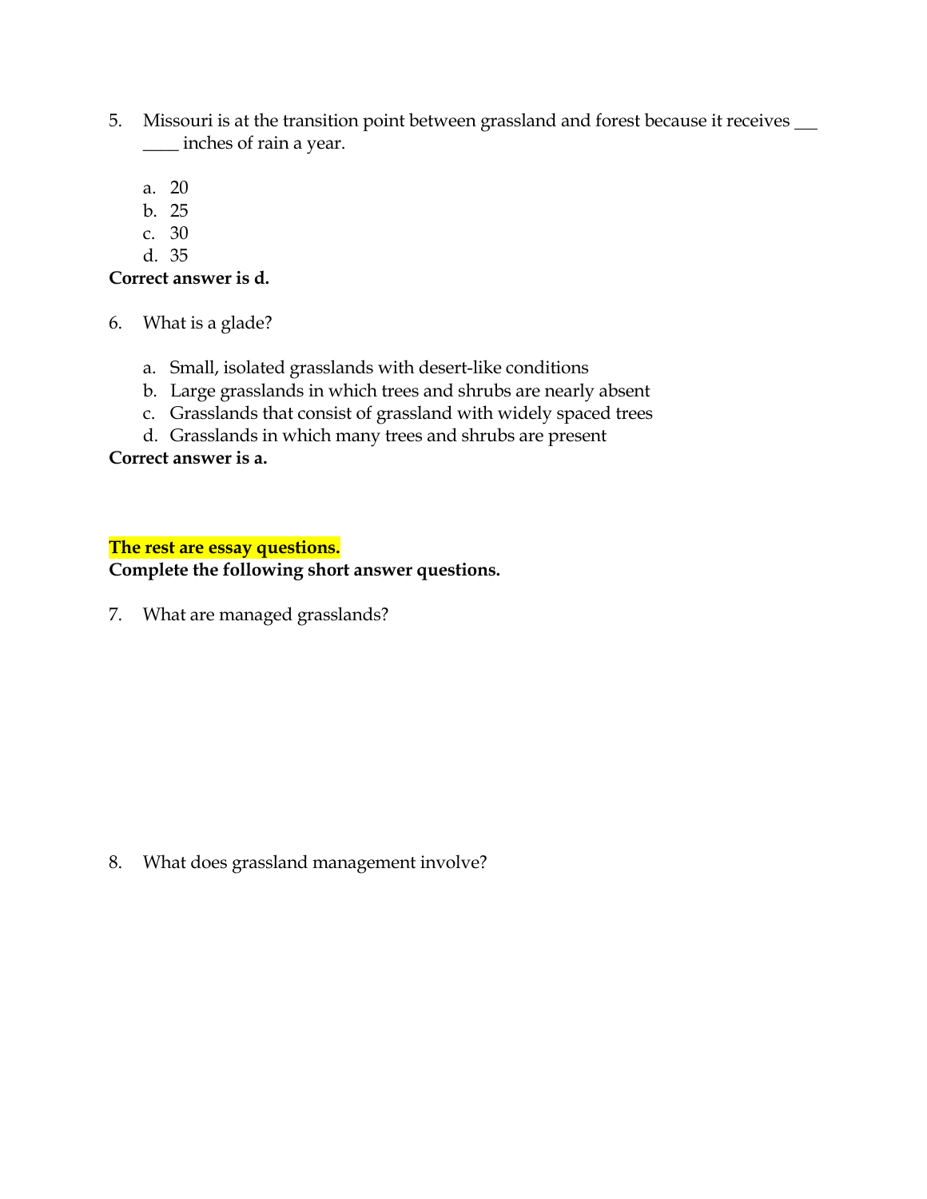5. Missouri is at the transition point between grassland and forest because it receives ___ ____ inches of rain a year.

   a. 20
   b. 25
   c. 30
   d. 35

**Correct answer is d.**

6. What is a glade?

   a. Small, isolated grasslands with desert-like conditions
   b. Large grasslands in which trees and shrubs are nearly absent
   c. Grasslands that consist of grassland with widely spaced trees
   d. Grasslands in which many trees and shrubs are present

**Correct answer is a.**

**The rest are essay questions.**

**Complete the following short answer questions.**

7. What are managed grasslands?

8. What does grassland management involve?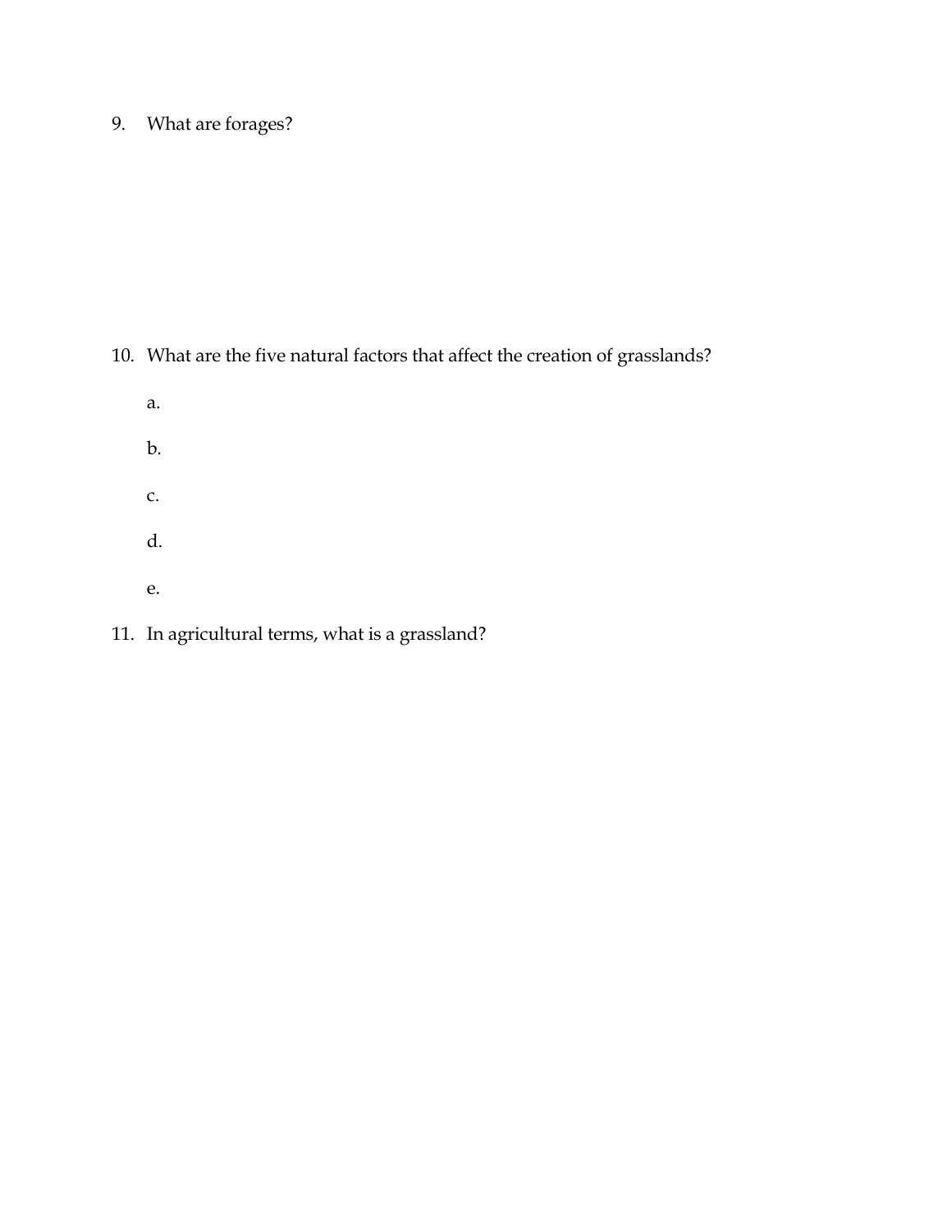9. What are forages?

10. What are the five natural factors that affect the creation of grasslands?

    a.

    b.

    c.

    d.

    e.

11. In agricultural terms, what is a grassland?